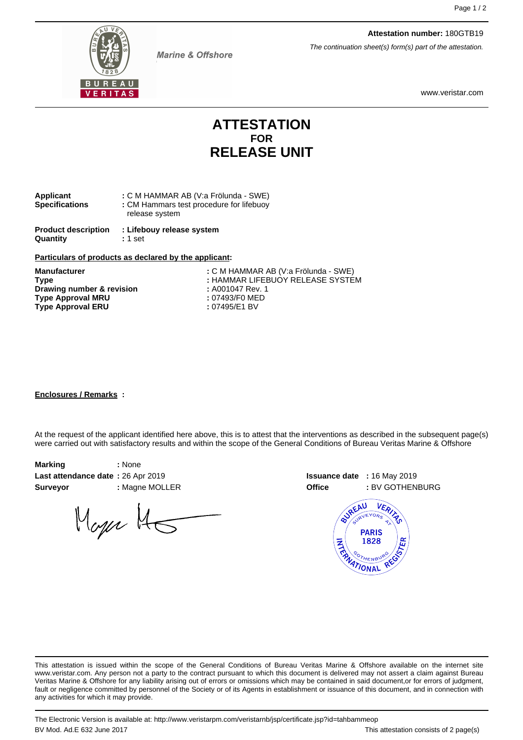Marine & Offshore

**Attestation number:** 180GTB19

*The continuation sheet(s) form(s) part of the attestation.*

www.veristar.com

# ATTESTATION
## FOR
# RELEASE UNIT

**Applicant** : C M HAMMAR AB (V:a Frölunda - SWE)
**Specifications** : CM Hammars test procedure for lifebuoy release system

**Product description** : **Lifebouy release system**
**Quantity** : 1 set

**Particulars of products as declared by the applicant:**

**Manufacturer** : C M HAMMAR AB (V:a Frölunda - SWE)
**Type** : HAMMAR LIFEBUOY RELEASE SYSTEM
**Drawing number & revision** : A001047 Rev. 1
**Type Approval MRU** : 07493/F0 MED
**Type Approval ERU** : 07495/E1 BV

**Enclosures / Remarks** :

At the request of the applicant identified here above, this is to attest that the interventions as described in the subsequent page(s) were carried out with satisfactory results and within the scope of the General Conditions of Bureau Veritas Marine & Offshore

**Marking** : None
**Last attendance date** : 26 Apr 2019
**Surveyor** : Magne MOLLER

**Issuance date** : 16 May 2019
**Office** : BV GOTHENBURG

This attestation is issued within the scope of the General Conditions of Bureau Veritas Marine & Offshore available on the internet site www.veristar.com. Any person not a party to the contract pursuant to which this document is delivered may not assert a claim against Bureau Veritas Marine & Offshore for any liability arising out of errors or omissions which may be contained in said document,or for errors of judgment, fault or negligence committed by personnel of the Society or of its Agents in establishment or issuance of this document, and in connection with any activities for which it may provide.

The Electronic Version is available at: http://www.veristarpm.com/veristarnb/jsp/certificate.jsp?id=tahbammeop

BV Mod. Ad.E 632 June 2017

This attestation consists of 2 page(s)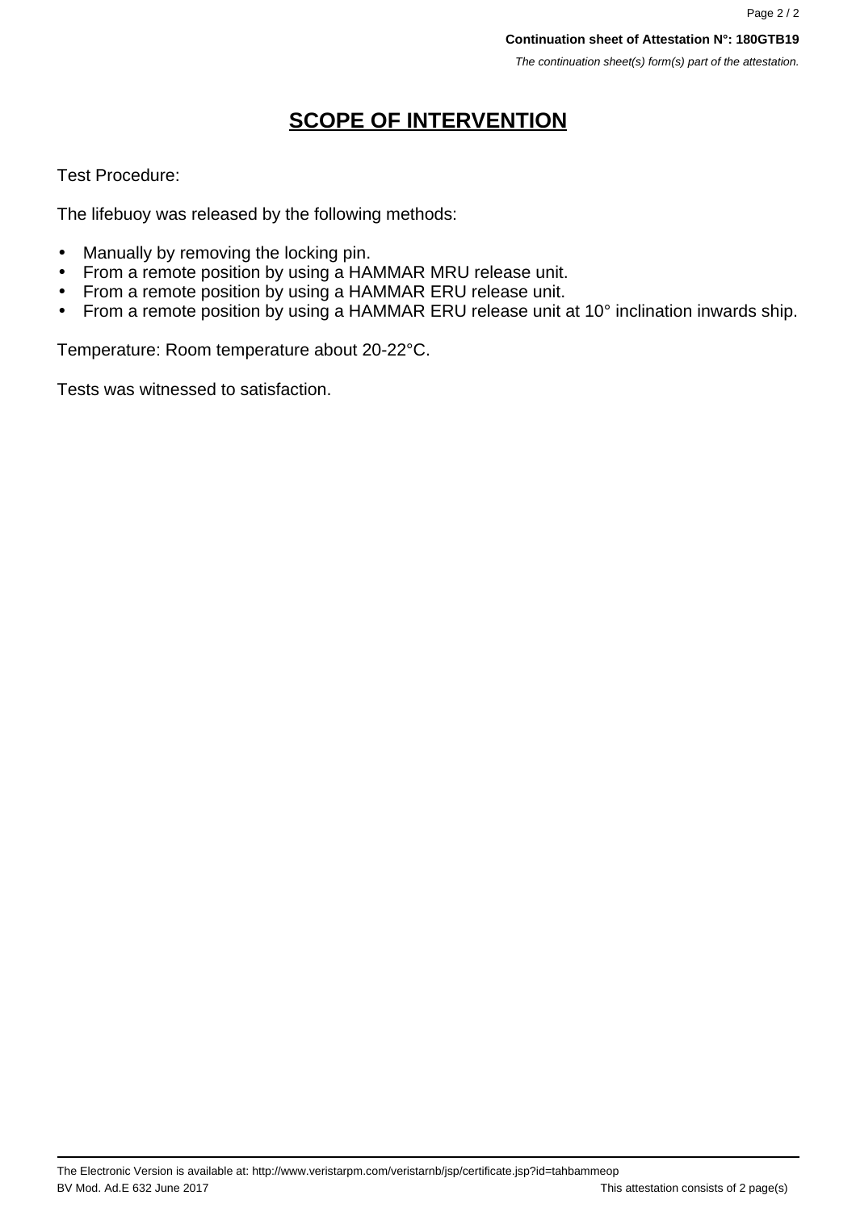**Continuation sheet of Attestation N°: 180GTB19**

*The continuation sheet(s) form(s) part of the attestation.*

# SCOPE OF INTERVENTION

Test Procedure:

The lifebuoy was released by the following methods:

- Manually by removing the locking pin.
- From a remote position by using a HAMMAR MRU release unit.
- From a remote position by using a HAMMAR ERU release unit.
- From a remote position by using a HAMMAR ERU release unit at 10° inclination inwards ship.

Temperature: Room temperature about 20-22°C.

Tests was witnessed to satisfaction.

The Electronic Version is available at: http://www.veristarpm.com/veristarnb/jsp/certificate.jsp?id=tahbammeop

BV Mod. Ad.E 632 June 2017

This attestation consists of 2 page(s)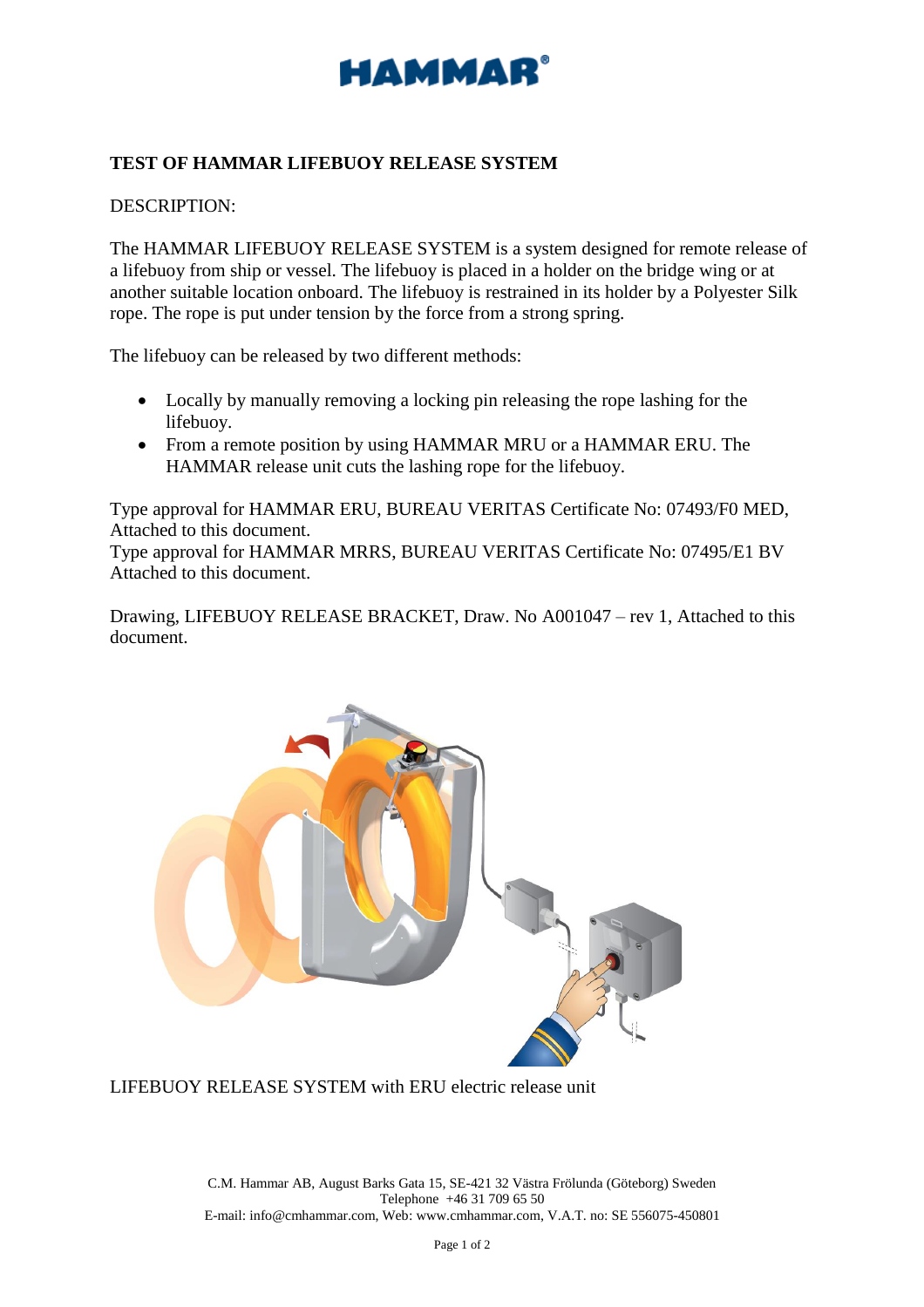# HAMMAR®

## TEST OF HAMMAR LIFEBUOY RELEASE SYSTEM

DESCRIPTION:

The HAMMAR LIFEBUOY RELEASE SYSTEM is a system designed for remote release of a lifebuoy from ship or vessel. The lifebuoy is placed in a holder on the bridge wing or at another suitable location onboard. The lifebuoy is restrained in its holder by a Polyester Silk rope. The rope is put under tension by the force from a strong spring.

The lifebuoy can be released by two different methods:

- Locally by manually removing a locking pin releasing the rope lashing for the lifebuoy.
- From a remote position by using HAMMAR MRU or a HAMMAR ERU. The HAMMAR release unit cuts the lashing rope for the lifebuoy.

Type approval for HAMMAR ERU, BUREAU VERITAS Certificate No: 07493/F0 MED, Attached to this document.
Type approval for HAMMAR MRRS, BUREAU VERITAS Certificate No: 07495/E1 BV Attached to this document.

Drawing, LIFEBUOY RELEASE BRACKET, Draw. No A001047 – rev 1, Attached to this document.

LIFEBUOY RELEASE SYSTEM with ERU electric release unit

C.M. Hammar AB, August Barks Gata 15, SE-421 32 Västra Frölunda (Göteborg) Sweden
Telephone +46 31 709 65 50
E-mail: info@cmhammar.com, Web: www.cmhammar.com, V.A.T. no: SE 556075-450801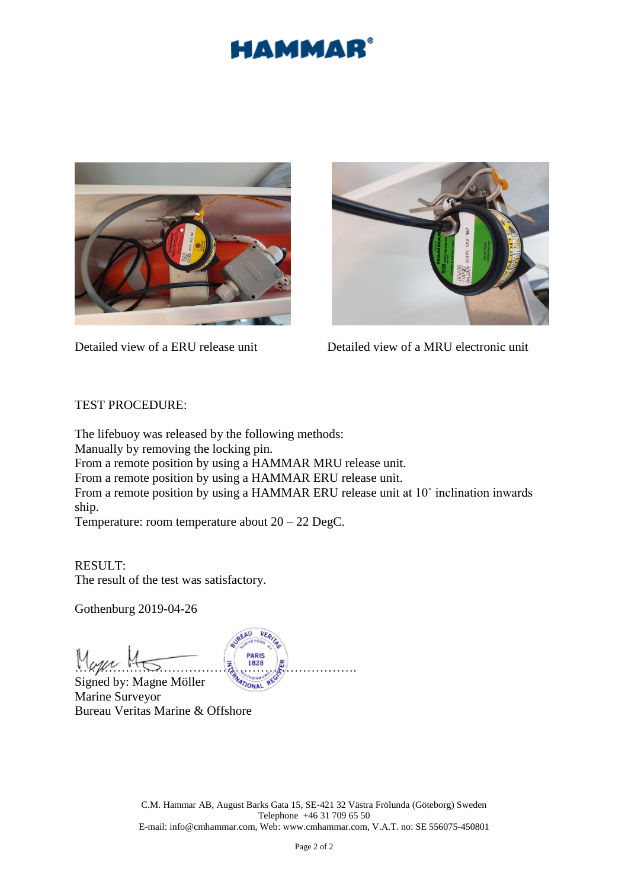# HAMMAR®

Detailed view of a ERU release unit

Detailed view of a MRU electronic unit

TEST PROCEDURE:

The lifebuoy was released by the following methods:
Manually by removing the locking pin.
From a remote position by using a HAMMAR MRU release unit.
From a remote position by using a HAMMAR ERU release unit.
From a remote position by using a HAMMAR ERU release unit at 10˚ inclination inwards ship.
Temperature: room temperature about 20 – 22 DegC.

RESULT:
The result of the test was satisfactory.

Gothenburg 2019-04-26

……………………………………………………………………….
Signed by: Magne Möller
Marine Surveyor
Bureau Veritas Marine & Offshore

C.M. Hammar AB, August Barks Gata 15, SE-421 32 Västra Frölunda (Göteborg) Sweden
Telephone +46 31 709 65 50
E-mail: info@cmhammar.com, Web: www.cmhammar.com, V.A.T. no: SE 556075-450801